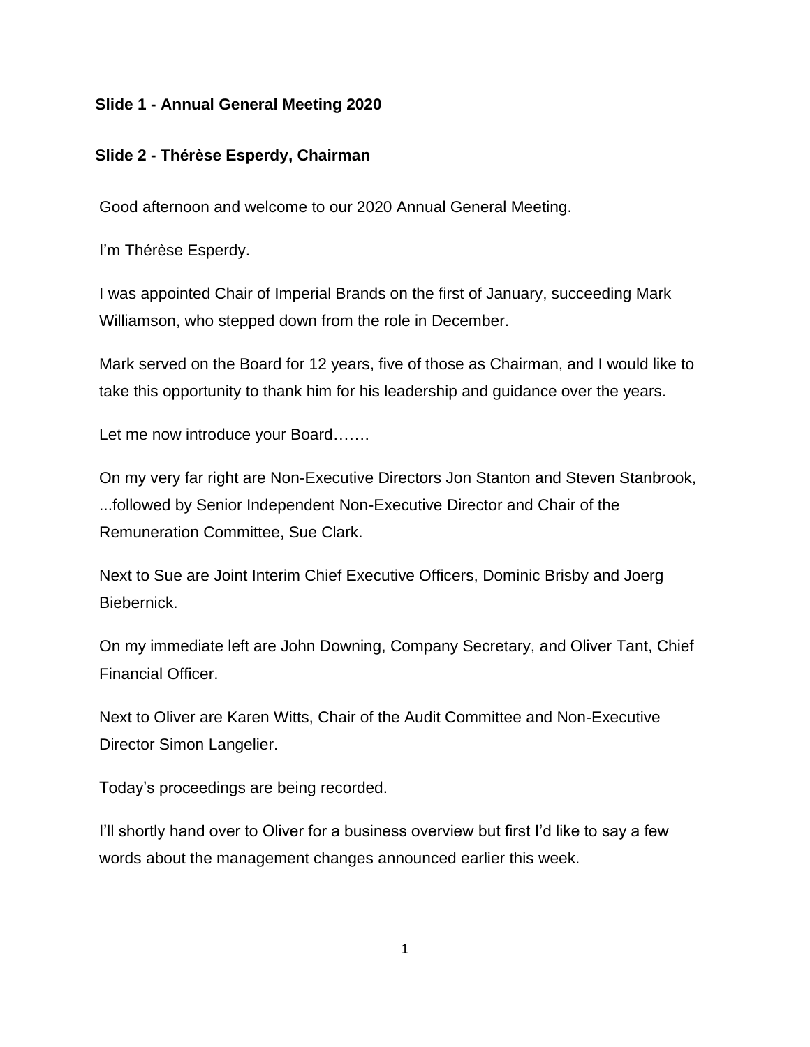**Slide 1 - Annual General Meeting 2020**

**Slide 2 - Thérèse Esperdy, Chairman**

Good afternoon and welcome to our 2020 Annual General Meeting.

I'm Thérèse Esperdy.

I was appointed Chair of Imperial Brands on the first of January, succeeding Mark Williamson, who stepped down from the role in December.

Mark served on the Board for 12 years, five of those as Chairman, and I would like to take this opportunity to thank him for his leadership and guidance over the years.

Let me now introduce your Board…….

On my very far right are Non-Executive Directors Jon Stanton and Steven Stanbrook, ...followed by Senior Independent Non-Executive Director and Chair of the Remuneration Committee, Sue Clark.

Next to Sue are Joint Interim Chief Executive Officers, Dominic Brisby and Joerg Biebernick.

On my immediate left are John Downing, Company Secretary, and Oliver Tant, Chief Financial Officer.

Next to Oliver are Karen Witts, Chair of the Audit Committee and Non-Executive Director Simon Langelier.

Today's proceedings are being recorded.

I'll shortly hand over to Oliver for a business overview but first I'd like to say a few words about the management changes announced earlier this week.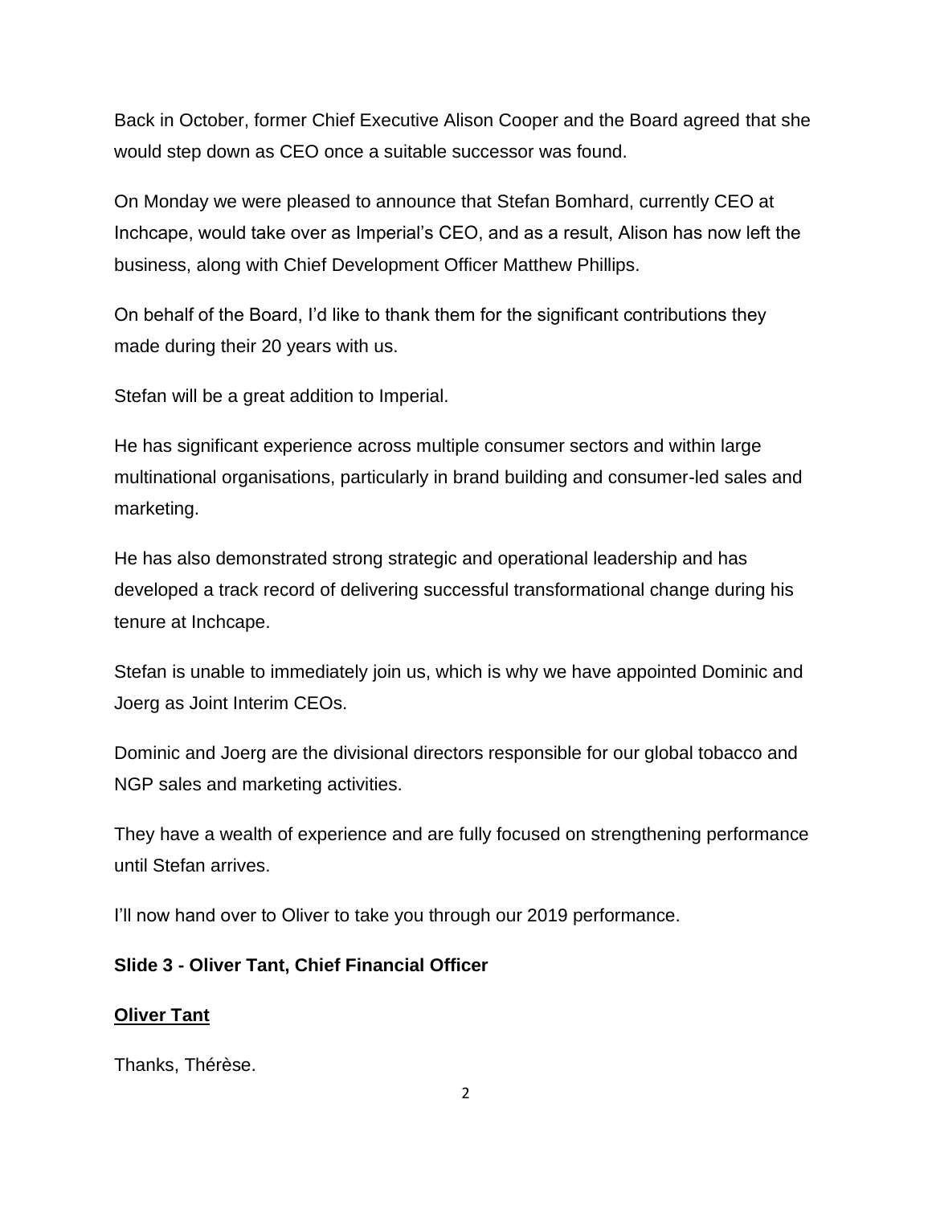Back in October, former Chief Executive Alison Cooper and the Board agreed that she would step down as CEO once a suitable successor was found.

On Monday we were pleased to announce that Stefan Bomhard, currently CEO at Inchcape, would take over as Imperial's CEO, and as a result, Alison has now left the business, along with Chief Development Officer Matthew Phillips.

On behalf of the Board, I'd like to thank them for the significant contributions they made during their 20 years with us.

Stefan will be a great addition to Imperial.

He has significant experience across multiple consumer sectors and within large multinational organisations, particularly in brand building and consumer-led sales and marketing.

He has also demonstrated strong strategic and operational leadership and has developed a track record of delivering successful transformational change during his tenure at Inchcape.

Stefan is unable to immediately join us, which is why we have appointed Dominic and Joerg as Joint Interim CEOs.

Dominic and Joerg are the divisional directors responsible for our global tobacco and NGP sales and marketing activities.

They have a wealth of experience and are fully focused on strengthening performance until Stefan arrives.

I'll now hand over to Oliver to take you through our 2019 performance.

**Slide 3 - Oliver Tant, Chief Financial Officer**

**Oliver Tant**

Thanks, Thérèse.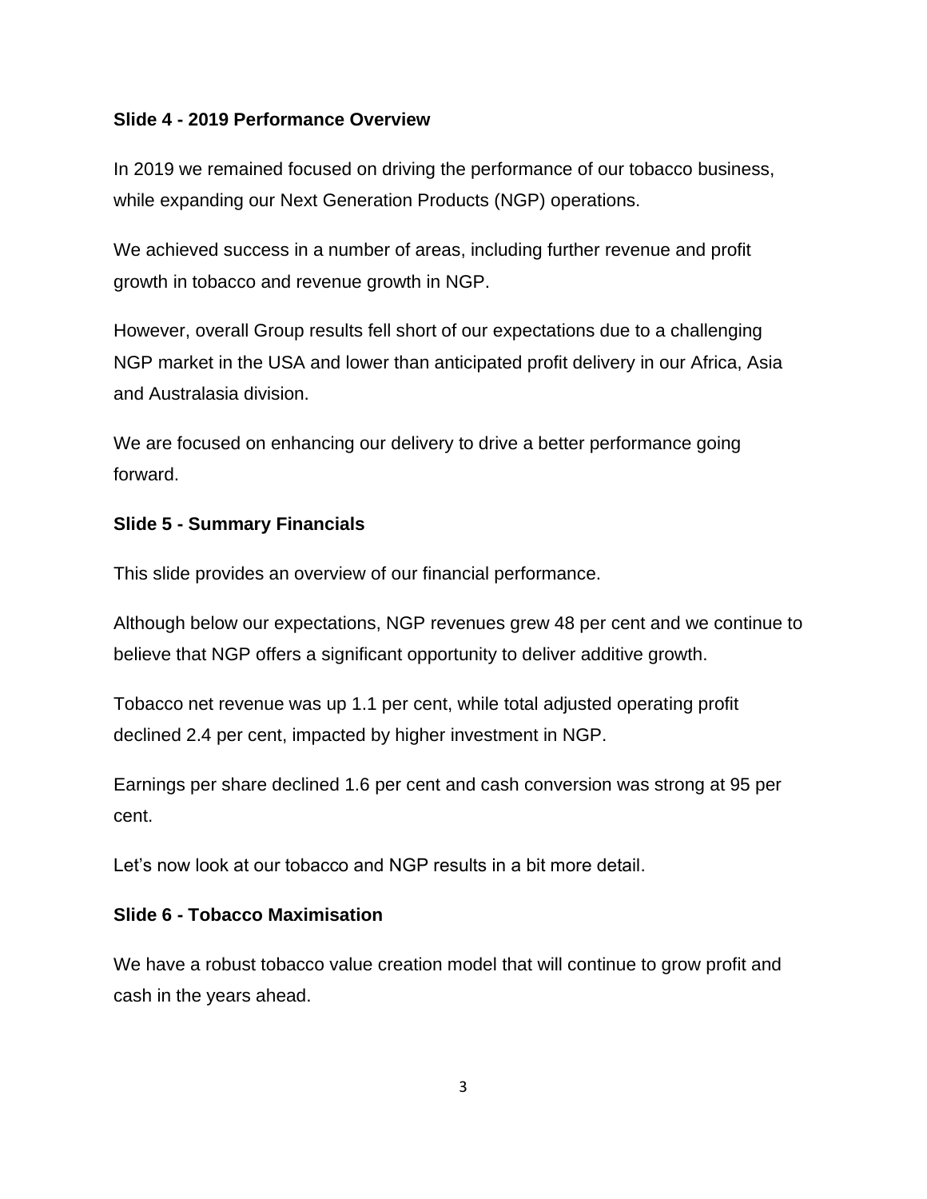**Slide 4 - 2019 Performance Overview**

In 2019 we remained focused on driving the performance of our tobacco business, while expanding our Next Generation Products (NGP) operations.

We achieved success in a number of areas, including further revenue and profit growth in tobacco and revenue growth in NGP.

However, overall Group results fell short of our expectations due to a challenging NGP market in the USA and lower than anticipated profit delivery in our Africa, Asia and Australasia division.

We are focused on enhancing our delivery to drive a better performance going forward.

**Slide 5 - Summary Financials**

This slide provides an overview of our financial performance.

Although below our expectations, NGP revenues grew 48 per cent and we continue to believe that NGP offers a significant opportunity to deliver additive growth.

Tobacco net revenue was up 1.1 per cent, while total adjusted operating profit declined 2.4 per cent, impacted by higher investment in NGP.

Earnings per share declined 1.6 per cent and cash conversion was strong at 95 per cent.

Let's now look at our tobacco and NGP results in a bit more detail.

**Slide 6 - Tobacco Maximisation**

We have a robust tobacco value creation model that will continue to grow profit and cash in the years ahead.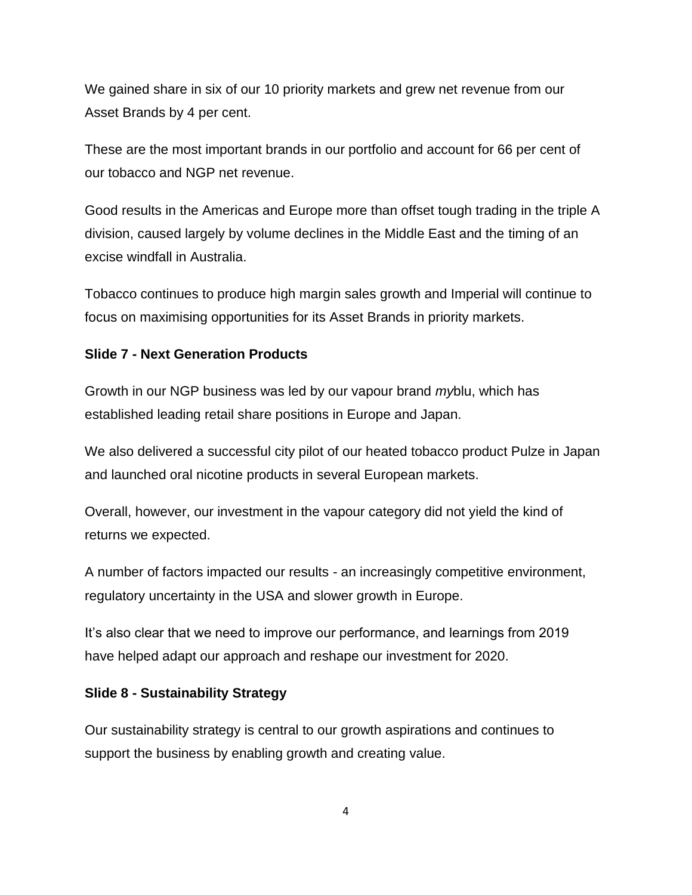We gained share in six of our 10 priority markets and grew net revenue from our Asset Brands by 4 per cent.

These are the most important brands in our portfolio and account for 66 per cent of our tobacco and NGP net revenue.

Good results in the Americas and Europe more than offset tough trading in the triple A division, caused largely by volume declines in the Middle East and the timing of an excise windfall in Australia.

Tobacco continues to produce high margin sales growth and Imperial will continue to focus on maximising opportunities for its Asset Brands in priority markets.

**Slide 7 - Next Generation Products**

Growth in our NGP business was led by our vapour brand *my*blu, which has established leading retail share positions in Europe and Japan.

We also delivered a successful city pilot of our heated tobacco product Pulze in Japan and launched oral nicotine products in several European markets.

Overall, however, our investment in the vapour category did not yield the kind of returns we expected.

A number of factors impacted our results - an increasingly competitive environment, regulatory uncertainty in the USA and slower growth in Europe.

It's also clear that we need to improve our performance, and learnings from 2019 have helped adapt our approach and reshape our investment for 2020.

**Slide 8 - Sustainability Strategy**

Our sustainability strategy is central to our growth aspirations and continues to support the business by enabling growth and creating value.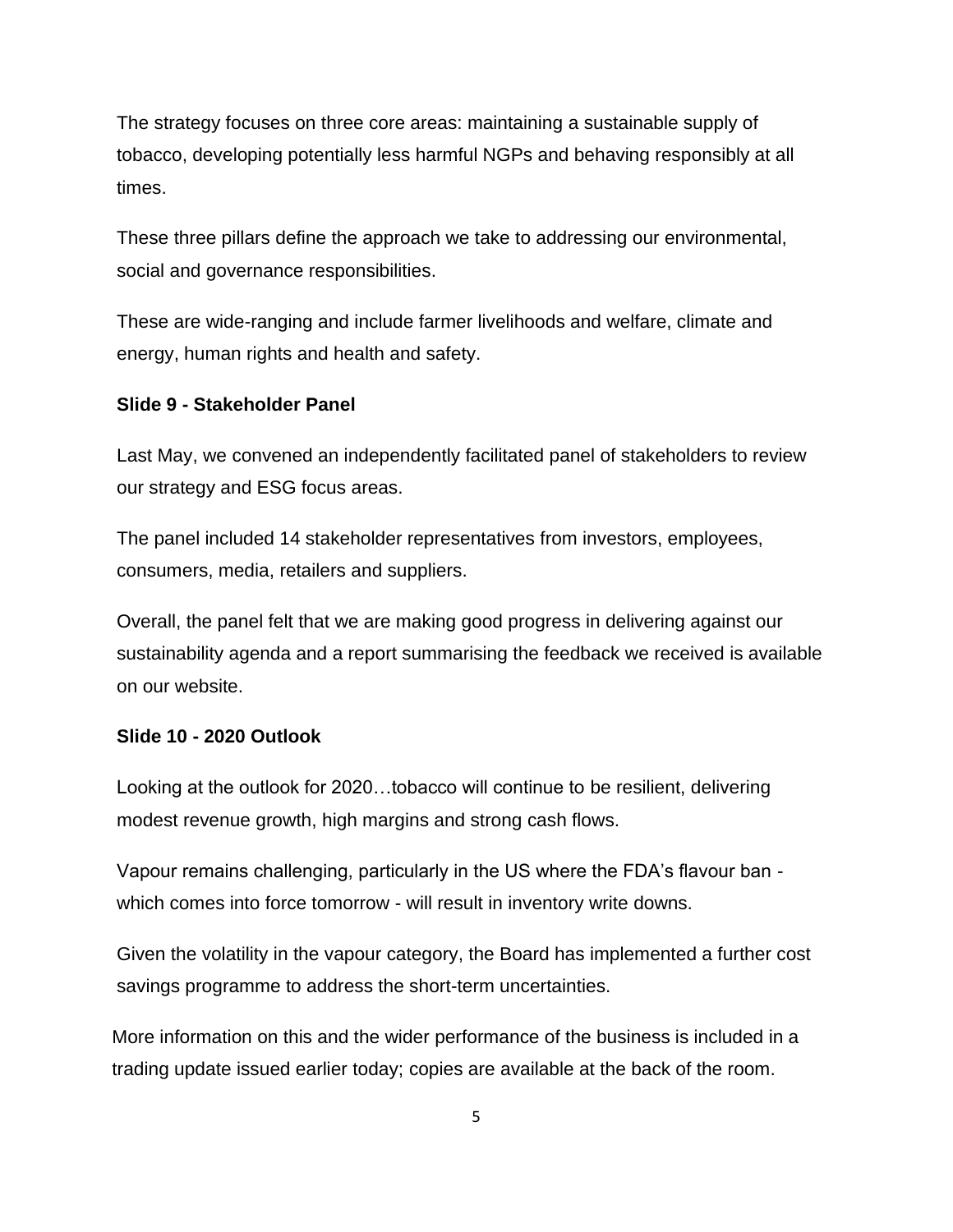The strategy focuses on three core areas: maintaining a sustainable supply of tobacco, developing potentially less harmful NGPs and behaving responsibly at all times.

These three pillars define the approach we take to addressing our environmental, social and governance responsibilities.

These are wide-ranging and include farmer livelihoods and welfare, climate and energy, human rights and health and safety.

**Slide 9 - Stakeholder Panel**

Last May, we convened an independently facilitated panel of stakeholders to review our strategy and ESG focus areas.

The panel included 14 stakeholder representatives from investors, employees, consumers, media, retailers and suppliers.

Overall, the panel felt that we are making good progress in delivering against our sustainability agenda and a report summarising the feedback we received is available on our website.

**Slide 10 - 2020 Outlook**

Looking at the outlook for 2020…tobacco will continue to be resilient, delivering modest revenue growth, high margins and strong cash flows.

Vapour remains challenging, particularly in the US where the FDA's flavour ban - which comes into force tomorrow - will result in inventory write downs.

Given the volatility in the vapour category, the Board has implemented a further cost savings programme to address the short-term uncertainties.

More information on this and the wider performance of the business is included in a trading update issued earlier today; copies are available at the back of the room.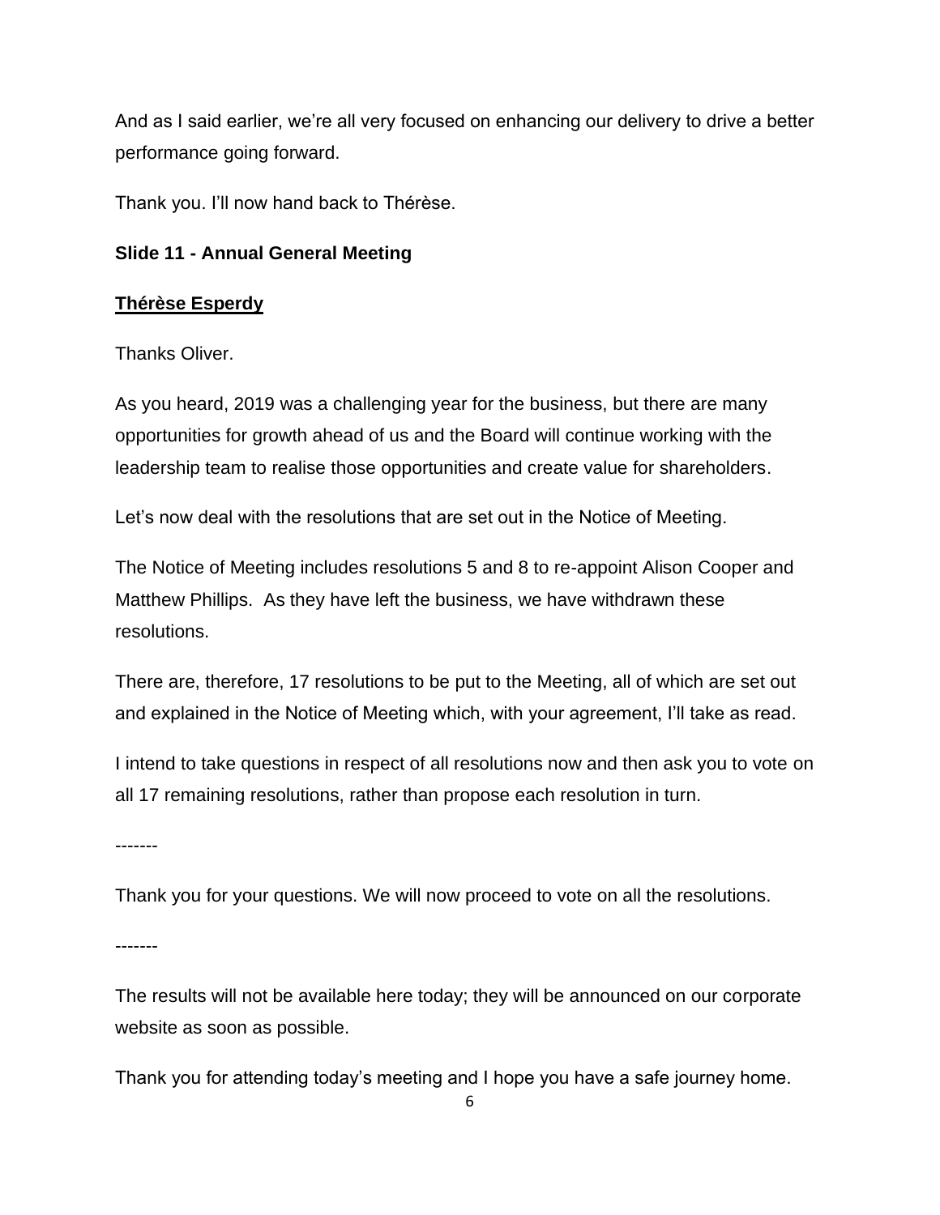And as I said earlier, we're all very focused on enhancing our delivery to drive a better performance going forward.

Thank you. I'll now hand back to Thérèse.

**Slide 11 - Annual General Meeting**

**Thérèse Esperdy**

Thanks Oliver.

As you heard, 2019 was a challenging year for the business, but there are many opportunities for growth ahead of us and the Board will continue working with the leadership team to realise those opportunities and create value for shareholders.

Let's now deal with the resolutions that are set out in the Notice of Meeting.

The Notice of Meeting includes resolutions 5 and 8 to re-appoint Alison Cooper and Matthew Phillips. As they have left the business, we have withdrawn these resolutions.

There are, therefore, 17 resolutions to be put to the Meeting, all of which are set out and explained in the Notice of Meeting which, with your agreement, I'll take as read.

I intend to take questions in respect of all resolutions now and then ask you to vote on all 17 remaining resolutions, rather than propose each resolution in turn.

-------

Thank you for your questions. We will now proceed to vote on all the resolutions.

-------

The results will not be available here today; they will be announced on our corporate website as soon as possible.

Thank you for attending today's meeting and I hope you have a safe journey home.